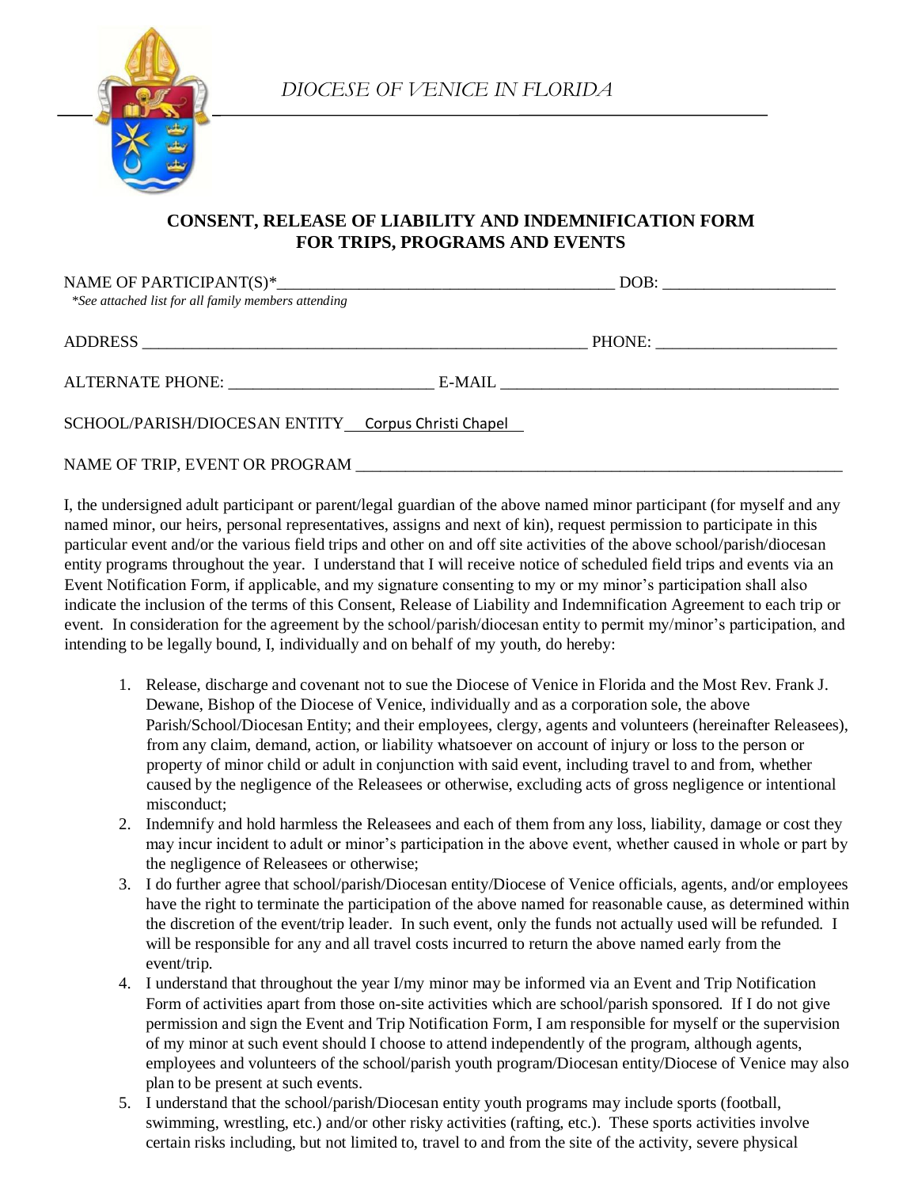DIOCESE OF VENICE IN FLORIDA

**CONSENT, RELEASE OF LIABILITY AND INDEMNIFICATION FORM**
**FOR TRIPS, PROGRAMS AND EVENTS**

NAME OF PARTICIPANT(S)*_________________________________________ DOB: _____________________
*\*See attached list for all family members attending*

ADDRESS ________________________________________________________ PHONE: ______________________

ALTERNATE PHONE: _________________________ E-MAIL __________________________________________

SCHOOL/PARISH/DIOCESAN ENTITY Corpus Christi Chapel

NAME OF TRIP, EVENT OR PROGRAM ______________________________________________________________

I, the undersigned adult participant or parent/legal guardian of the above named minor participant (for myself and any named minor, our heirs, personal representatives, assigns and next of kin), request permission to participate in this particular event and/or the various field trips and other on and off site activities of the above school/parish/diocesan entity programs throughout the year. I understand that I will receive notice of scheduled field trips and events via an Event Notification Form, if applicable, and my signature consenting to my or my minor's participation shall also indicate the inclusion of the terms of this Consent, Release of Liability and Indemnification Agreement to each trip or event. In consideration for the agreement by the school/parish/diocesan entity to permit my/minor's participation, and intending to be legally bound, I, individually and on behalf of my youth, do hereby:

1. Release, discharge and covenant not to sue the Diocese of Venice in Florida and the Most Rev. Frank J. Dewane, Bishop of the Diocese of Venice, individually and as a corporation sole, the above Parish/School/Diocesan Entity; and their employees, clergy, agents and volunteers (hereinafter Releasees), from any claim, demand, action, or liability whatsoever on account of injury or loss to the person or property of minor child or adult in conjunction with said event, including travel to and from, whether caused by the negligence of the Releasees or otherwise, excluding acts of gross negligence or intentional misconduct;
2. Indemnify and hold harmless the Releasees and each of them from any loss, liability, damage or cost they may incur incident to adult or minor's participation in the above event, whether caused in whole or part by the negligence of Releasees or otherwise;
3. I do further agree that school/parish/Diocesan entity/Diocese of Venice officials, agents, and/or employees have the right to terminate the participation of the above named for reasonable cause, as determined within the discretion of the event/trip leader. In such event, only the funds not actually used will be refunded. I will be responsible for any and all travel costs incurred to return the above named early from the event/trip.
4. I understand that throughout the year I/my minor may be informed via an Event and Trip Notification Form of activities apart from those on-site activities which are school/parish sponsored. If I do not give permission and sign the Event and Trip Notification Form, I am responsible for myself or the supervision of my minor at such event should I choose to attend independently of the program, although agents, employees and volunteers of the school/parish youth program/Diocesan entity/Diocese of Venice may also plan to be present at such events.
5. I understand that the school/parish/Diocesan entity youth programs may include sports (football, swimming, wrestling, etc.) and/or other risky activities (rafting, etc.). These sports activities involve certain risks including, but not limited to, travel to and from the site of the activity, severe physical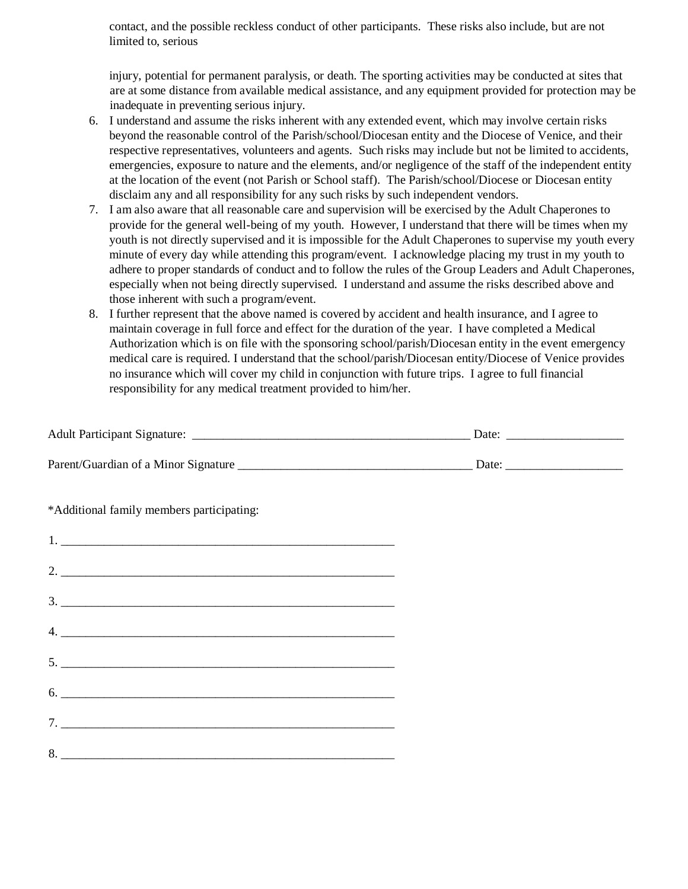contact, and the possible reckless conduct of other participants. These risks also include, but are not limited to, serious

injury, potential for permanent paralysis, or death. The sporting activities may be conducted at sites that are at some distance from available medical assistance, and any equipment provided for protection may be inadequate in preventing serious injury.

6. I understand and assume the risks inherent with any extended event, which may involve certain risks beyond the reasonable control of the Parish/school/Diocesan entity and the Diocese of Venice, and their respective representatives, volunteers and agents. Such risks may include but not be limited to accidents, emergencies, exposure to nature and the elements, and/or negligence of the staff of the independent entity at the location of the event (not Parish or School staff). The Parish/school/Diocese or Diocesan entity disclaim any and all responsibility for any such risks by such independent vendors.
7. I am also aware that all reasonable care and supervision will be exercised by the Adult Chaperones to provide for the general well-being of my youth. However, I understand that there will be times when my youth is not directly supervised and it is impossible for the Adult Chaperones to supervise my youth every minute of every day while attending this program/event. I acknowledge placing my trust in my youth to adhere to proper standards of conduct and to follow the rules of the Group Leaders and Adult Chaperones, especially when not being directly supervised. I understand and assume the risks described above and those inherent with such a program/event.
8. I further represent that the above named is covered by accident and health insurance, and I agree to maintain coverage in full force and effect for the duration of the year. I have completed a Medical Authorization which is on file with the sponsoring school/parish/Diocesan entity in the event emergency medical care is required. I understand that the school/parish/Diocesan entity/Diocese of Venice provides no insurance which will cover my child in conjunction with future trips. I agree to full financial responsibility for any medical treatment provided to him/her.

Adult Participant Signature: _______________________________________________ Date: ___________________

Parent/Guardian of a Minor Signature _______________________________________ Date: ___________________

*Additional family members participating:

1. _________________________________________________________

2. _________________________________________________________

3. _________________________________________________________

4. _________________________________________________________

5. _________________________________________________________

6. _________________________________________________________

7. _________________________________________________________

8. _________________________________________________________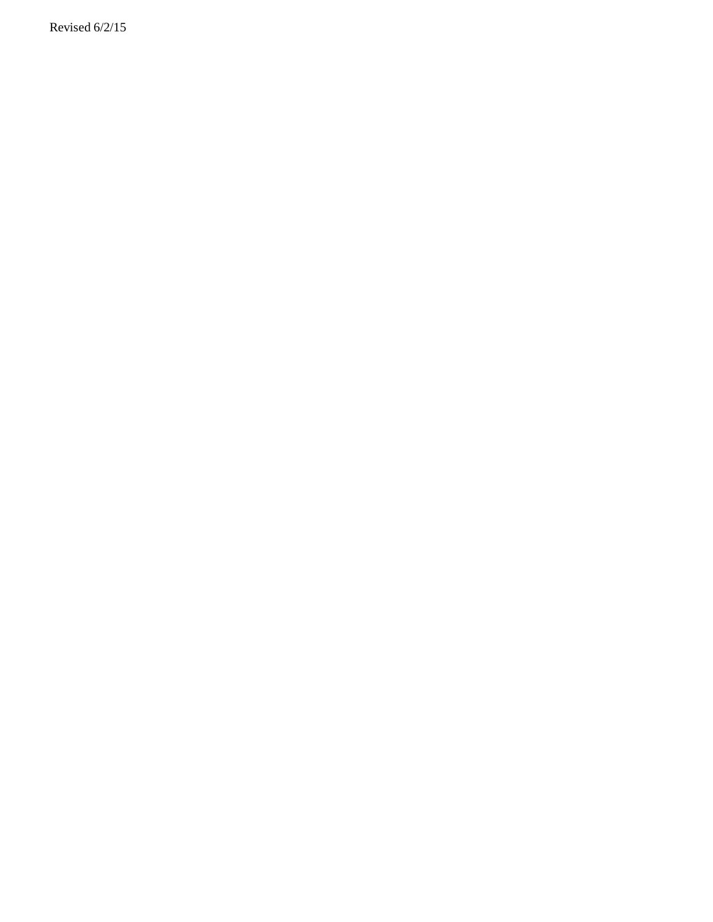Revised 6/2/15